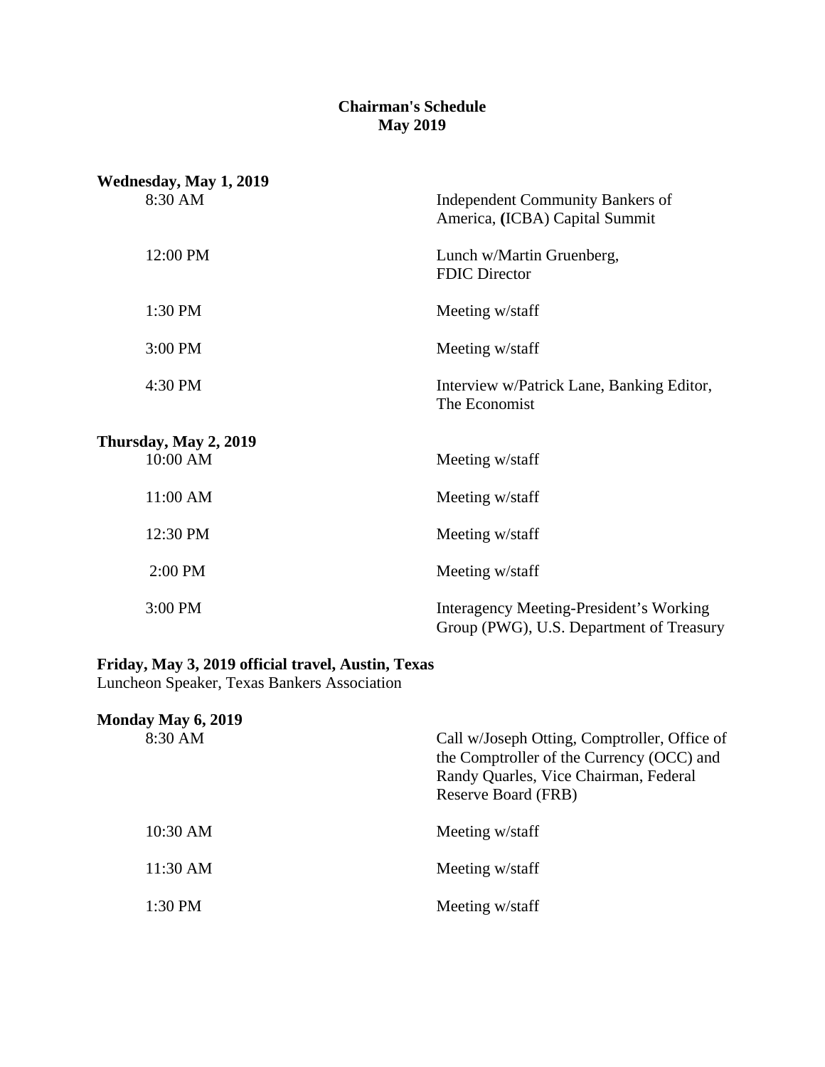# Chairman's Schedule
## May 2019

**Wednesday, May 1, 2019**

| | |
|---|---|
| 8:30 AM | Independent Community Bankers of America, **(**ICBA) Capital Summit |
| 12:00 PM | Lunch w/Martin Gruenberg, FDIC Director |
| 1:30 PM | Meeting w/staff |
| 3:00 PM | Meeting w/staff |
| 4:30 PM | Interview w/Patrick Lane, Banking Editor, The Economist |

**Thursday, May 2, 2019**

| | |
|---|---|
| 10:00 AM | Meeting w/staff |
| 11:00 AM | Meeting w/staff |
| 12:30 PM | Meeting w/staff |
| 2:00 PM | Meeting w/staff |
| 3:00 PM | Interagency Meeting-President's Working Group (PWG), U.S. Department of Treasury |

**Friday, May 3, 2019 official travel, Austin, Texas**
Luncheon Speaker, Texas Bankers Association

**Monday May 6, 2019**

| | |
|---|---|
| 8:30 AM | Call w/Joseph Otting, Comptroller, Office of the Comptroller of the Currency (OCC) and Randy Quarles, Vice Chairman, Federal Reserve Board (FRB) |
| 10:30 AM | Meeting w/staff |
| 11:30 AM | Meeting w/staff |
| 1:30 PM | Meeting w/staff |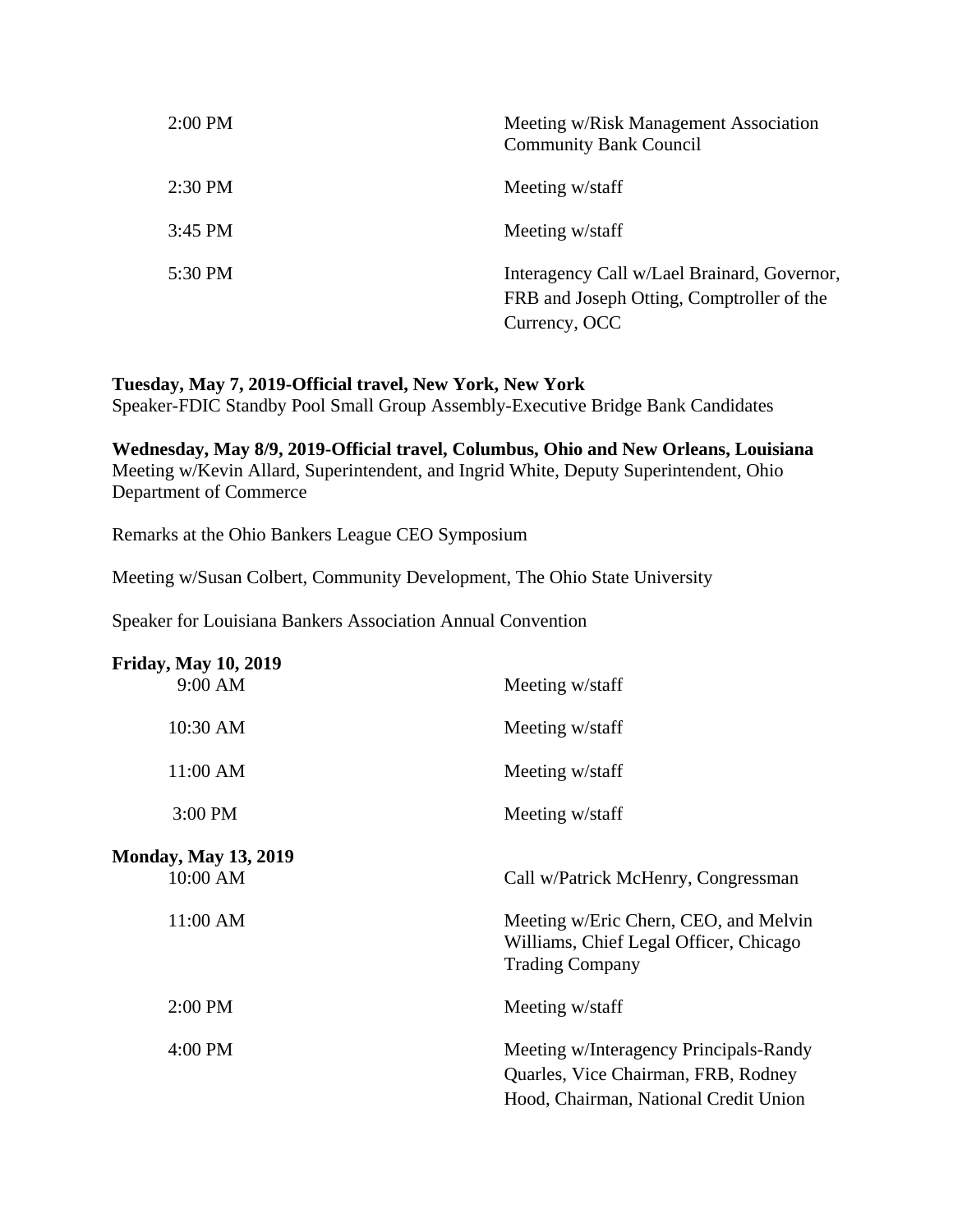| | |
|---|---|
| 2:00 PM | Meeting w/Risk Management Association Community Bank Council |
| 2:30 PM | Meeting w/staff |
| 3:45 PM | Meeting w/staff |
| 5:30 PM | Interagency Call w/Lael Brainard, Governor, FRB and Joseph Otting, Comptroller of the Currency, OCC |

**Tuesday, May 7, 2019-Official travel, New York, New York**
Speaker-FDIC Standby Pool Small Group Assembly-Executive Bridge Bank Candidates

**Wednesday, May 8/9, 2019-Official travel, Columbus, Ohio and New Orleans, Louisiana**
Meeting w/Kevin Allard, Superintendent, and Ingrid White, Deputy Superintendent, Ohio Department of Commerce

Remarks at the Ohio Bankers League CEO Symposium

Meeting w/Susan Colbert, Community Development, The Ohio State University

Speaker for Louisiana Bankers Association Annual Convention

**Friday, May 10, 2019**

| | |
|---|---|
| 9:00 AM | Meeting w/staff |
| 10:30 AM | Meeting w/staff |
| 11:00 AM | Meeting w/staff |
| 3:00 PM | Meeting w/staff |

**Monday, May 13, 2019**

| | |
|---|---|
| 10:00 AM | Call w/Patrick McHenry, Congressman |
| 11:00 AM | Meeting w/Eric Chern, CEO, and Melvin Williams, Chief Legal Officer, Chicago Trading Company |
| 2:00 PM | Meeting w/staff |
| 4:00 PM | Meeting w/Interagency Principals-Randy Quarles, Vice Chairman, FRB, Rodney Hood, Chairman, National Credit Union |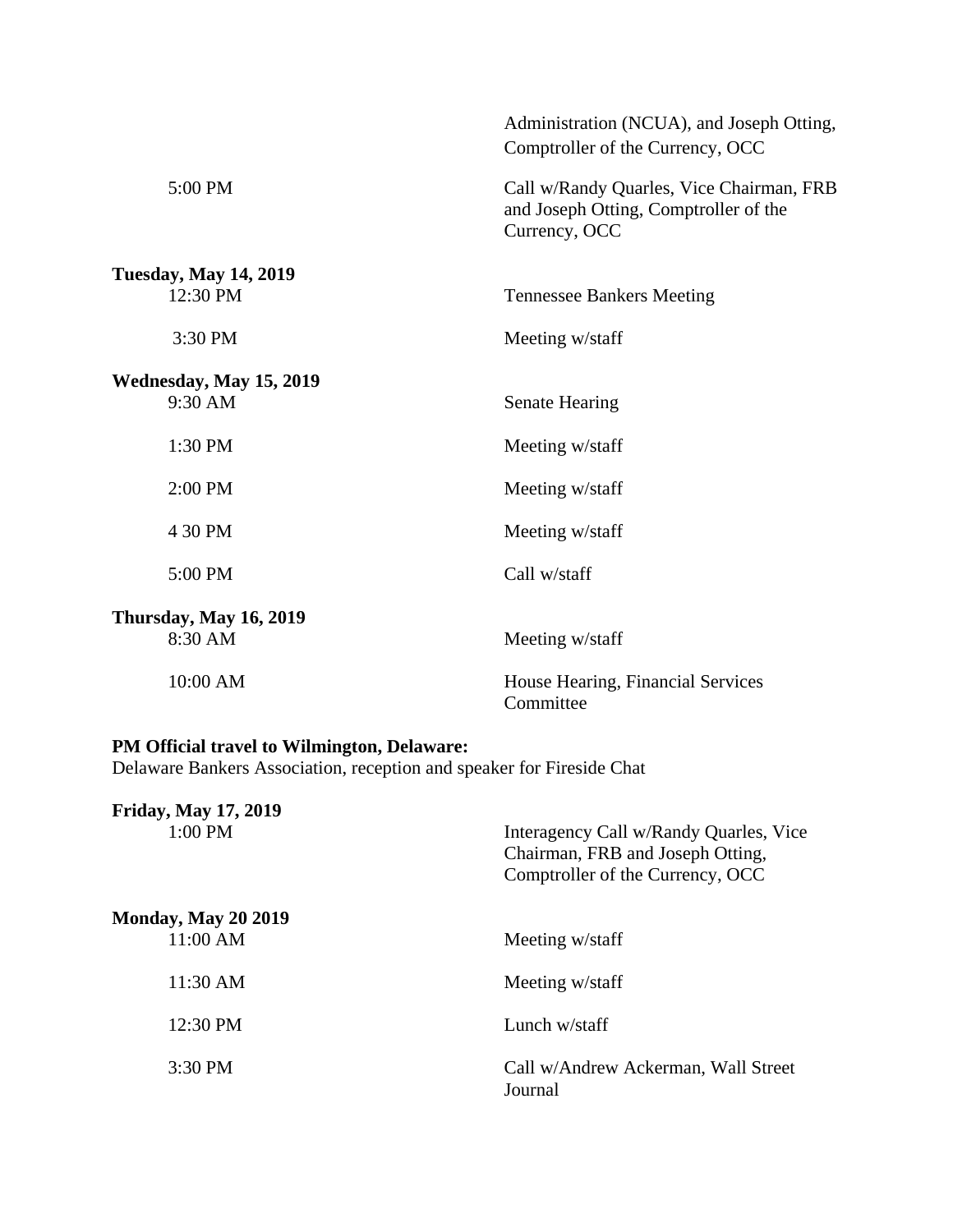| | |
|---|---|
| | Administration (NCUA), and Joseph Otting, Comptroller of the Currency, OCC |
| 5:00 PM | Call w/Randy Quarles, Vice Chairman, FRB and Joseph Otting, Comptroller of the Currency, OCC |

**Tuesday, May 14, 2019**

| | |
|---|---|
| 12:30 PM | Tennessee Bankers Meeting |
| 3:30 PM | Meeting w/staff |

**Wednesday, May 15, 2019**

| | |
|---|---|
| 9:30 AM | Senate Hearing |
| 1:30 PM | Meeting w/staff |
| 2:00 PM | Meeting w/staff |
| 4 30 PM | Meeting w/staff |
| 5:00 PM | Call w/staff |

**Thursday, May 16, 2019**

| | |
|---|---|
| 8:30 AM | Meeting w/staff |
| 10:00 AM | House Hearing, Financial Services Committee |

**PM Official travel to Wilmington, Delaware:**
Delaware Bankers Association, reception and speaker for Fireside Chat

**Friday, May 17, 2019**

| | |
|---|---|
| 1:00 PM | Interagency Call w/Randy Quarles, Vice Chairman, FRB and Joseph Otting, Comptroller of the Currency, OCC |

**Monday, May 20 2019**

| | |
|---|---|
| 11:00 AM | Meeting w/staff |
| 11:30 AM | Meeting w/staff |
| 12:30 PM | Lunch w/staff |
| 3:30 PM | Call w/Andrew Ackerman, Wall Street Journal |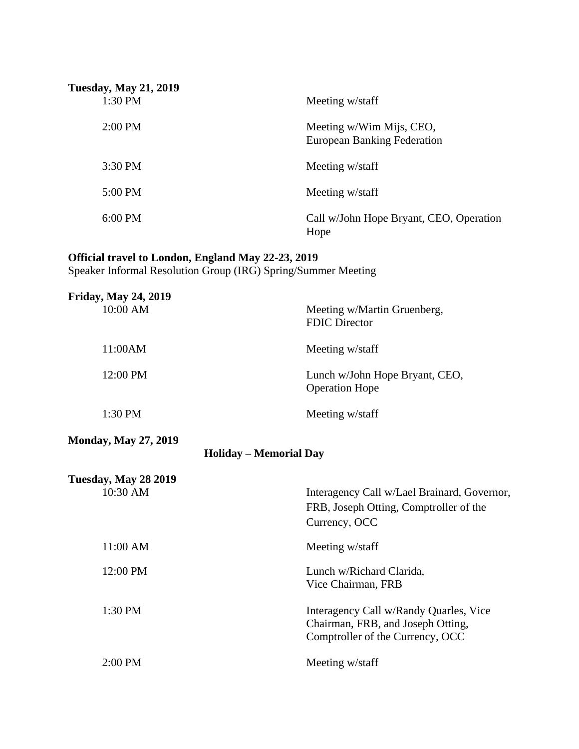**Tuesday, May 21, 2019**

| | |
|---|---|
| 1:30 PM | Meeting w/staff |
| 2:00 PM | Meeting w/Wim Mijs, CEO, European Banking Federation |
| 3:30 PM | Meeting w/staff |
| 5:00 PM | Meeting w/staff |
| 6:00 PM | Call w/John Hope Bryant, CEO, Operation Hope |

**Official travel to London, England May 22-23, 2019**
Speaker Informal Resolution Group (IRG) Spring/Summer Meeting

**Friday, May 24, 2019**

| | |
|---|---|
| 10:00 AM | Meeting w/Martin Gruenberg, FDIC Director |
| 11:00AM | Meeting w/staff |
| 12:00 PM | Lunch w/John Hope Bryant, CEO, Operation Hope |
| 1:30 PM | Meeting w/staff |

**Monday, May 27, 2019**

**Holiday – Memorial Day**

**Tuesday, May 28 2019**

| | |
|---|---|
| 10:30 AM | Interagency Call w/Lael Brainard, Governor, FRB, Joseph Otting, Comptroller of the Currency, OCC |
| 11:00 AM | Meeting w/staff |
| 12:00 PM | Lunch w/Richard Clarida, Vice Chairman, FRB |
| 1:30 PM | Interagency Call w/Randy Quarles, Vice Chairman, FRB, and Joseph Otting, Comptroller of the Currency, OCC |
| 2:00 PM | Meeting w/staff |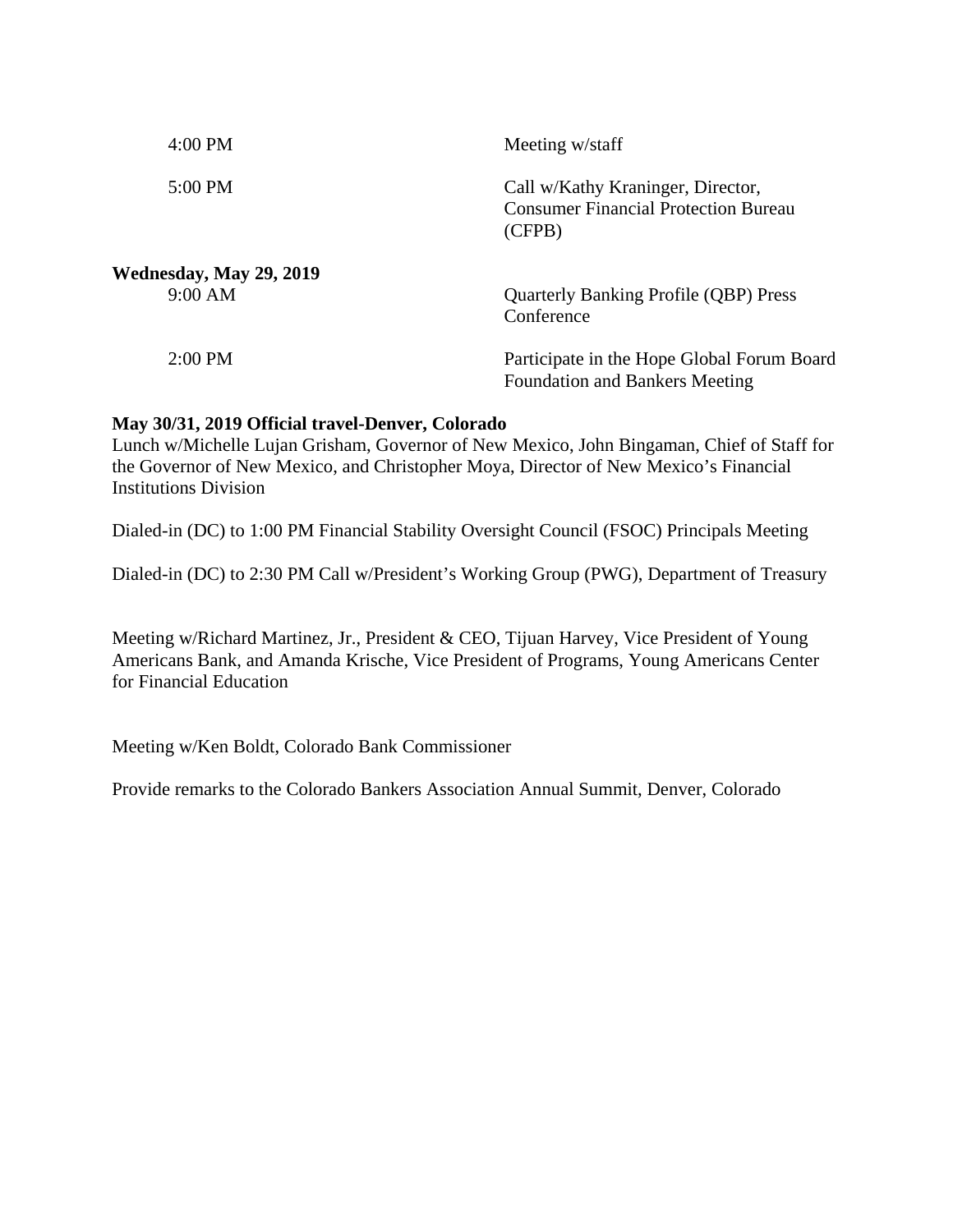| | |
|---|---|
| 4:00 PM | Meeting w/staff |
| 5:00 PM | Call w/Kathy Kraninger, Director, Consumer Financial Protection Bureau (CFPB) |

**Wednesday, May 29, 2019**

| | |
|---|---|
| 9:00 AM | Quarterly Banking Profile (QBP) Press Conference |
| 2:00 PM | Participate in the Hope Global Forum Board Foundation and Bankers Meeting |

**May 30/31, 2019 Official travel-Denver, Colorado**

Lunch w/Michelle Lujan Grisham, Governor of New Mexico, John Bingaman, Chief of Staff for the Governor of New Mexico, and Christopher Moya, Director of New Mexico's Financial Institutions Division

Dialed-in (DC) to 1:00 PM Financial Stability Oversight Council (FSOC) Principals Meeting

Dialed-in (DC) to 2:30 PM Call w/President's Working Group (PWG), Department of Treasury

Meeting w/Richard Martinez, Jr., President & CEO, Tijuan Harvey, Vice President of Young Americans Bank, and Amanda Krische, Vice President of Programs, Young Americans Center for Financial Education

Meeting w/Ken Boldt, Colorado Bank Commissioner

Provide remarks to the Colorado Bankers Association Annual Summit, Denver, Colorado